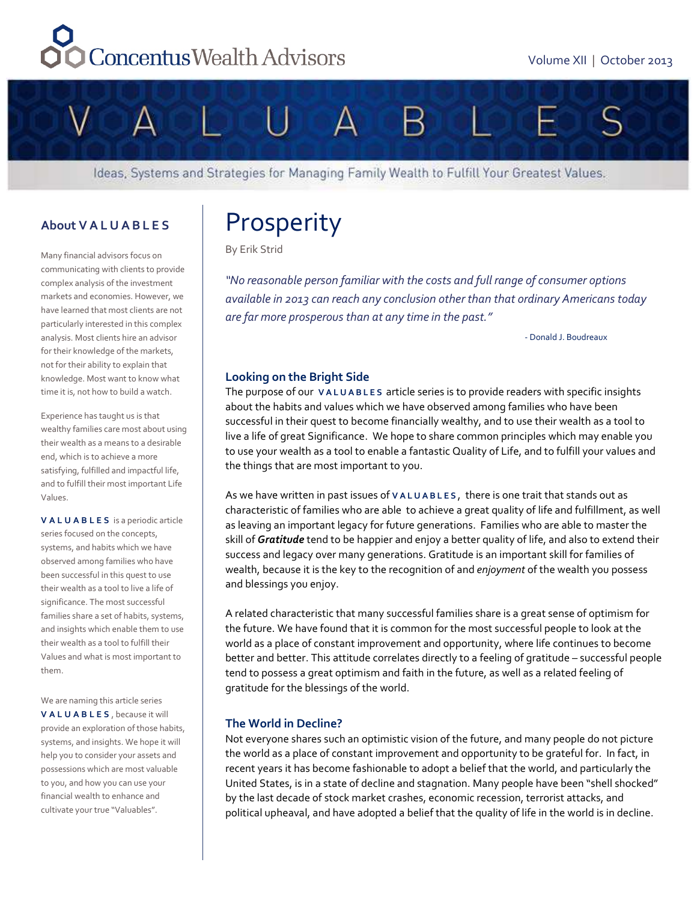Concentus Wealth Advisors

Volume XII | October 2013

# V A L U A B L E S

Ideas, Systems and Strategies for Managing Family Wealth to Fulfill Your Greatest Values.

## About V A L U A B L E S

Many financial advisors focus on communicating with clients to provide complex analysis of the investment markets and economies. However, we have learned that most clients are not particularly interested in this complex analysis. Most clients hire an advisor for their knowledge of the markets, not for their ability to explain that knowledge. Most want to know what time it is, not how to build a watch.

Experience has taught us is that wealthy families care most about using their wealth as a means to a desirable end, which is to achieve a more satisfying, fulfilled and impactful life, and to fulfill their most important Life Values.

**V A L U A B L E S** is a periodic article series focused on the concepts, systems, and habits which we have observed among families who have been successful in this quest to use their wealth as a tool to live a life of significance. The most successful families share a set of habits, systems, and insights which enable them to use their wealth as a tool to fulfill their Values and what is most important to them.

We are naming this article series **V A L U A B L E S**, because it will provide an exploration of those habits, systems, and insights. We hope it will help you to consider your assets and possessions which are most valuable to you, and how you can use your financial wealth to enhance and cultivate your true "Valuables".

# Prosperity

By Erik Strid

*"No reasonable person familiar with the costs and full range of consumer options available in 2013 can reach any conclusion other than that ordinary Americans today are far more prosperous than at any time in the past."*

- Donald J. Boudreaux

### Looking on the Bright Side

The purpose of our **V A L U A B L E S** article series is to provide readers with specific insights about the habits and values which we have observed among families who have been successful in their quest to become financially wealthy, and to use their wealth as a tool to live a life of great Significance. We hope to share common principles which may enable you to use your wealth as a tool to enable a fantastic Quality of Life, and to fulfill your values and the things that are most important to you.

As we have written in past issues of **V A L U A B L E S**, there is one trait that stands out as characteristic of families who are able to achieve a great quality of life and fulfillment, as well as leaving an important legacy for future generations. Families who are able to master the skill of ***Gratitude*** tend to be happier and enjoy a better quality of life, and also to extend their success and legacy over many generations. Gratitude is an important skill for families of wealth, because it is the key to the recognition of and *enjoyment* of the wealth you possess and blessings you enjoy.

A related characteristic that many successful families share is a great sense of optimism for the future. We have found that it is common for the most successful people to look at the world as a place of constant improvement and opportunity, where life continues to become better and better. This attitude correlates directly to a feeling of gratitude – successful people tend to possess a great optimism and faith in the future, as well as a related feeling of gratitude for the blessings of the world.

### The World in Decline?

Not everyone shares such an optimistic vision of the future, and many people do not picture the world as a place of constant improvement and opportunity to be grateful for. In fact, in recent years it has become fashionable to adopt a belief that the world, and particularly the United States, is in a state of decline and stagnation. Many people have been "shell shocked" by the last decade of stock market crashes, economic recession, terrorist attacks, and political upheaval, and have adopted a belief that the quality of life in the world is in decline.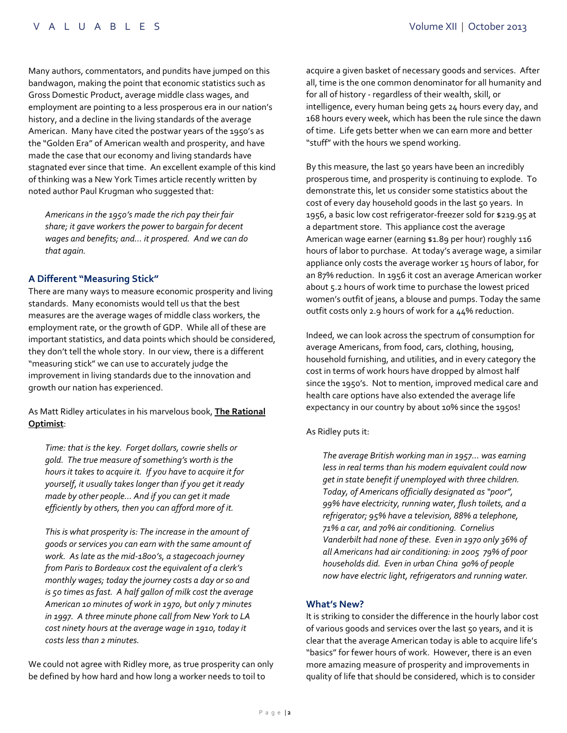Many authors, commentators, and pundits have jumped on this bandwagon, making the point that economic statistics such as Gross Domestic Product, average middle class wages, and employment are pointing to a less prosperous era in our nation's history, and a decline in the living standards of the average American. Many have cited the postwar years of the 1950's as the "Golden Era" of American wealth and prosperity, and have made the case that our economy and living standards have stagnated ever since that time. An excellent example of this kind of thinking was a New York Times article recently written by noted author Paul Krugman who suggested that:

> *Americans in the 1950's made the rich pay their fair share; it gave workers the power to bargain for decent wages and benefits; and… it prospered. And we can do that again.*

### A Different "Measuring Stick"

There are many ways to measure economic prosperity and living standards. Many economists would tell us that the best measures are the average wages of middle class workers, the employment rate, or the growth of GDP. While all of these are important statistics, and data points which should be considered, they don't tell the whole story. In our view, there is a different "measuring stick" we can use to accurately judge the improvement in living standards due to the innovation and growth our nation has experienced.

As Matt Ridley articulates in his marvelous book, **<u>The Rational Optimist</u>**:

> *Time: that is the key. Forget dollars, cowrie shells or gold. The true measure of something's worth is the hours it takes to acquire it. If you have to acquire it for yourself, it usually takes longer than if you get it ready made by other people… And if you can get it made efficiently by others, then you can afford more of it.*
>
> *This is what prosperity is: The increase in the amount of goods or services you can earn with the same amount of work. As late as the mid-1800's, a stagecoach journey from Paris to Bordeaux cost the equivalent of a clerk's monthly wages; today the journey costs a day or so and is 50 times as fast. A half gallon of milk cost the average American 10 minutes of work in 1970, but only 7 minutes in 1997. A three minute phone call from New York to LA cost ninety hours at the average wage in 1910, today it costs less than 2 minutes.*

We could not agree with Ridley more, as true prosperity can only be defined by how hard and how long a worker needs to toil to acquire a given basket of necessary goods and services. After all, time is the one common denominator for all humanity and for all of history - regardless of their wealth, skill, or intelligence, every human being gets 24 hours every day, and 168 hours every week, which has been the rule since the dawn of time. Life gets better when we can earn more and better "stuff" with the hours we spend working.

By this measure, the last 50 years have been an incredibly prosperous time, and prosperity is continuing to explode. To demonstrate this, let us consider some statistics about the cost of every day household goods in the last 50 years. In 1956, a basic low cost refrigerator-freezer sold for $219.95 at a department store. This appliance cost the average American wage earner (earning $1.89 per hour) roughly 116 hours of labor to purchase. At today's average wage, a similar appliance only costs the average worker 15 hours of labor, for an 87% reduction. In 1956 it cost an average American worker about 5.2 hours of work time to purchase the lowest priced women's outfit of jeans, a blouse and pumps. Today the same outfit costs only 2.9 hours of work for a 44% reduction.

Indeed, we can look across the spectrum of consumption for average Americans, from food, cars, clothing, housing, household furnishing, and utilities, and in every category the cost in terms of work hours have dropped by almost half since the 1950's. Not to mention, improved medical care and health care options have also extended the average life expectancy in our country by about 10% since the 1950s!

As Ridley puts it:

> *The average British working man in 1957… was earning less in real terms than his modern equivalent could now get in state benefit if unemployed with three children. Today, of Americans officially designated as "poor", 99% have electricity, running water, flush toilets, and a refrigerator; 95% have a television, 88% a telephone, 71% a car, and 70% air conditioning. Cornelius Vanderbilt had none of these. Even in 1970 only 36% of all Americans had air conditioning: in 2005 79% of poor households did. Even in urban China 90% of people now have electric light, refrigerators and running water.*

### What's New?

It is striking to consider the difference in the hourly labor cost of various goods and services over the last 50 years, and it is clear that the average American today is able to acquire life's "basics" for fewer hours of work. However, there is an even more amazing measure of prosperity and improvements in quality of life that should be considered, which is to consider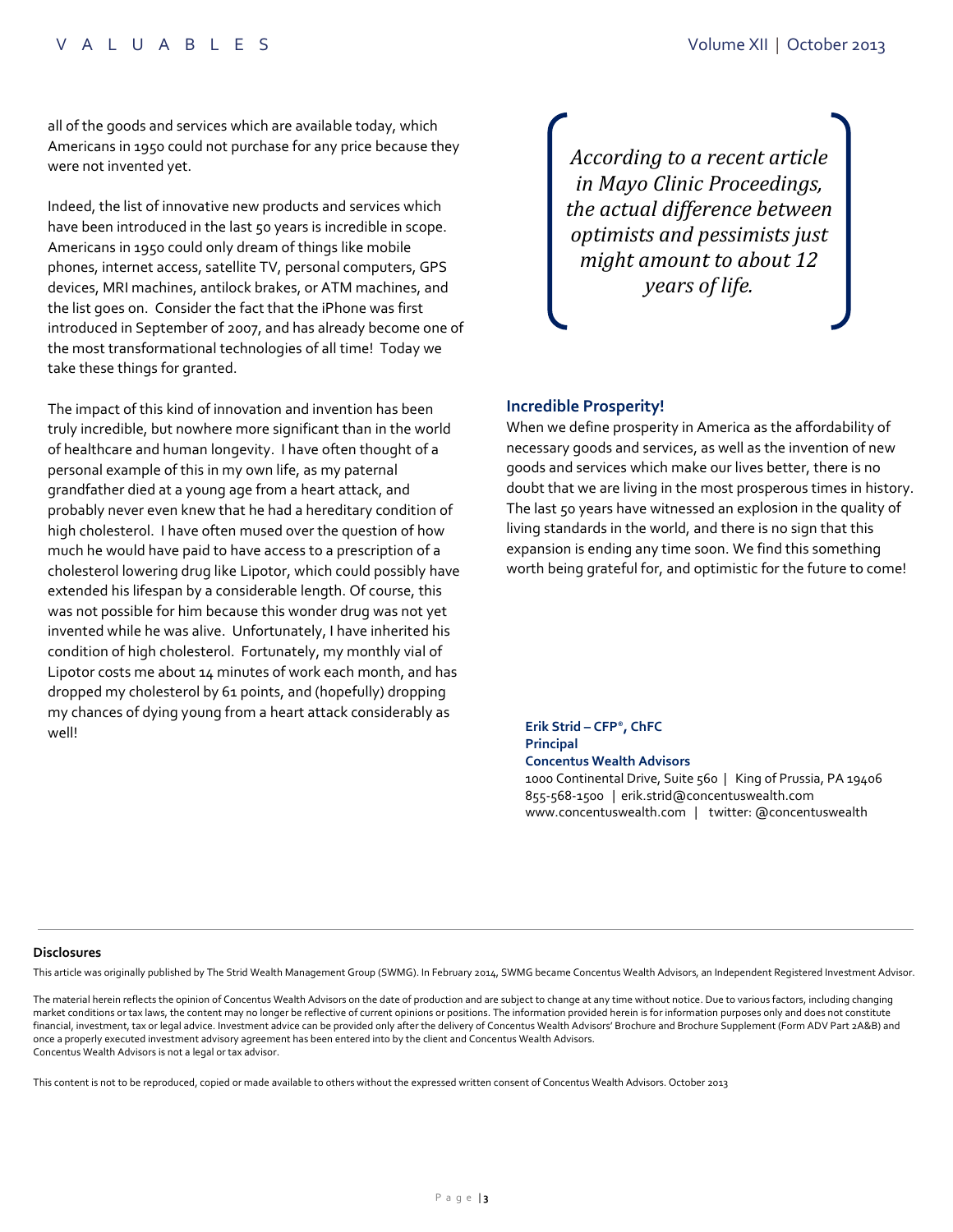all of the goods and services which are available today, which Americans in 1950 could not purchase for any price because they were not invented yet.

Indeed, the list of innovative new products and services which have been introduced in the last 50 years is incredible in scope. Americans in 1950 could only dream of things like mobile phones, internet access, satellite TV, personal computers, GPS devices, MRI machines, antilock brakes, or ATM machines, and the list goes on. Consider the fact that the iPhone was first introduced in September of 2007, and has already become one of the most transformational technologies of all time! Today we take these things for granted.

The impact of this kind of innovation and invention has been truly incredible, but nowhere more significant than in the world of healthcare and human longevity. I have often thought of a personal example of this in my own life, as my paternal grandfather died at a young age from a heart attack, and probably never even knew that he had a hereditary condition of high cholesterol. I have often mused over the question of how much he would have paid to have access to a prescription of a cholesterol lowering drug like Lipotor, which could possibly have extended his lifespan by a considerable length. Of course, this was not possible for him because this wonder drug was not yet invented while he was alive. Unfortunately, I have inherited his condition of high cholesterol. Fortunately, my monthly vial of Lipotor costs me about 14 minutes of work each month, and has dropped my cholesterol by 61 points, and (hopefully) dropping my chances of dying young from a heart attack considerably as well!

> *According to a recent article in Mayo Clinic Proceedings, the actual difference between optimists and pessimists just might amount to about 12 years of life.*

### Incredible Prosperity!

When we define prosperity in America as the affordability of necessary goods and services, as well as the invention of new goods and services which make our lives better, there is no doubt that we are living in the most prosperous times in history. The last 50 years have witnessed an explosion in the quality of living standards in the world, and there is no sign that this expansion is ending any time soon. We find this something worth being grateful for, and optimistic for the future to come!

**Erik Strid – CFP®, ChFC**
**Principal**
**Concentus Wealth Advisors**
1000 Continental Drive, Suite 560 | King of Prussia, PA 19406
855-568-1500 | erik.strid@concentuswealth.com
www.concentuswealth.com | twitter: @concentuswealth

---

**Disclosures**

This article was originally published by The Strid Wealth Management Group (SWMG). In February 2014, SWMG became Concentus Wealth Advisors, an Independent Registered Investment Advisor.

The material herein reflects the opinion of Concentus Wealth Advisors on the date of production and are subject to change at any time without notice. Due to various factors, including changing market conditions or tax laws, the content may no longer be reflective of current opinions or positions. The information provided herein is for information purposes only and does not constitute financial, investment, tax or legal advice. Investment advice can be provided only after the delivery of Concentus Wealth Advisors' Brochure and Brochure Supplement (Form ADV Part 2A&B) and once a properly executed investment advisory agreement has been entered into by the client and Concentus Wealth Advisors.
Concentus Wealth Advisors is not a legal or tax advisor.

This content is not to be reproduced, copied or made available to others without the expressed written consent of Concentus Wealth Advisors. October 2013